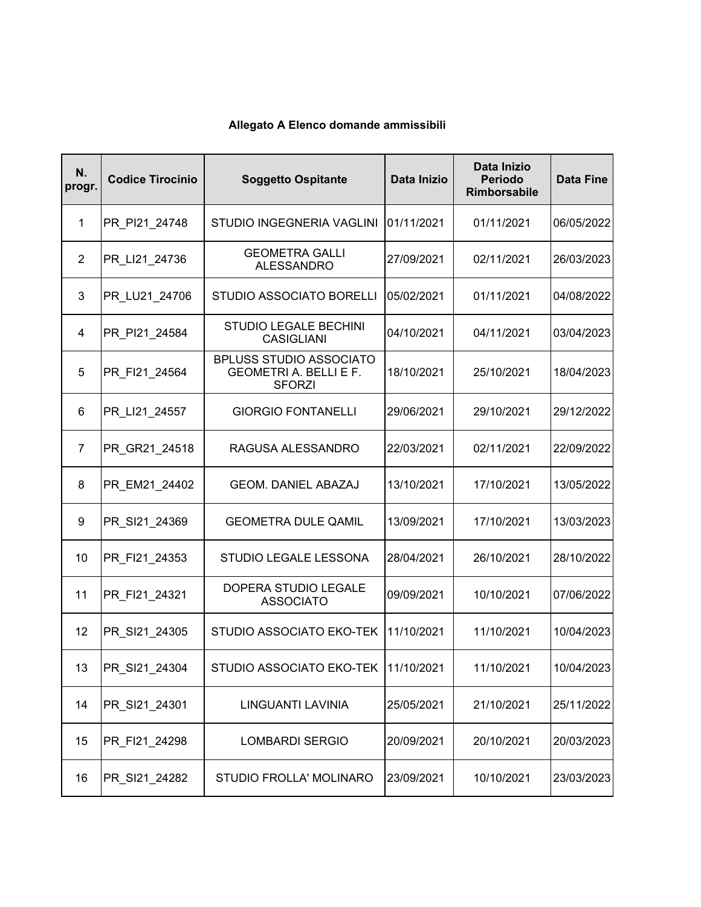**Allegato A Elenco domande ammissibili**

| N. progr. | Codice Tirocinio | Soggetto Ospitante | Data Inizio | Data Inizio Periodo Rimborsabile | Data Fine |
|---|---|---|---|---|---|
| 1 | PR_PI21_24748 | STUDIO INGEGNERIA VAGLINI | 01/11/2021 | 01/11/2021 | 06/05/2022 |
| 2 | PR_LI21_24736 | GEOMETRA GALLI ALESSANDRO | 27/09/2021 | 02/11/2021 | 26/03/2023 |
| 3 | PR_LU21_24706 | STUDIO ASSOCIATO BORELLI | 05/02/2021 | 01/11/2021 | 04/08/2022 |
| 4 | PR_PI21_24584 | STUDIO LEGALE BECHINI CASIGLIANI | 04/10/2021 | 04/11/2021 | 03/04/2023 |
| 5 | PR_FI21_24564 | BPLUSS STUDIO ASSOCIATO GEOMETRI A. BELLI E F. SFORZI | 18/10/2021 | 25/10/2021 | 18/04/2023 |
| 6 | PR_LI21_24557 | GIORGIO FONTANELLI | 29/06/2021 | 29/10/2021 | 29/12/2022 |
| 7 | PR_GR21_24518 | RAGUSA ALESSANDRO | 22/03/2021 | 02/11/2021 | 22/09/2022 |
| 8 | PR_EM21_24402 | GEOM. DANIEL ABAZAJ | 13/10/2021 | 17/10/2021 | 13/05/2022 |
| 9 | PR_SI21_24369 | GEOMETRA DULE QAMIL | 13/09/2021 | 17/10/2021 | 13/03/2023 |
| 10 | PR_FI21_24353 | STUDIO LEGALE LESSONA | 28/04/2021 | 26/10/2021 | 28/10/2022 |
| 11 | PR_FI21_24321 | DOPERA STUDIO LEGALE ASSOCIATO | 09/09/2021 | 10/10/2021 | 07/06/2022 |
| 12 | PR_SI21_24305 | STUDIO ASSOCIATO EKO-TEK | 11/10/2021 | 11/10/2021 | 10/04/2023 |
| 13 | PR_SI21_24304 | STUDIO ASSOCIATO EKO-TEK | 11/10/2021 | 11/10/2021 | 10/04/2023 |
| 14 | PR_SI21_24301 | LINGUANTI LAVINIA | 25/05/2021 | 21/10/2021 | 25/11/2022 |
| 15 | PR_FI21_24298 | LOMBARDI SERGIO | 20/09/2021 | 20/10/2021 | 20/03/2023 |
| 16 | PR_SI21_24282 | STUDIO FROLLA' MOLINARO | 23/09/2021 | 10/10/2021 | 23/03/2023 |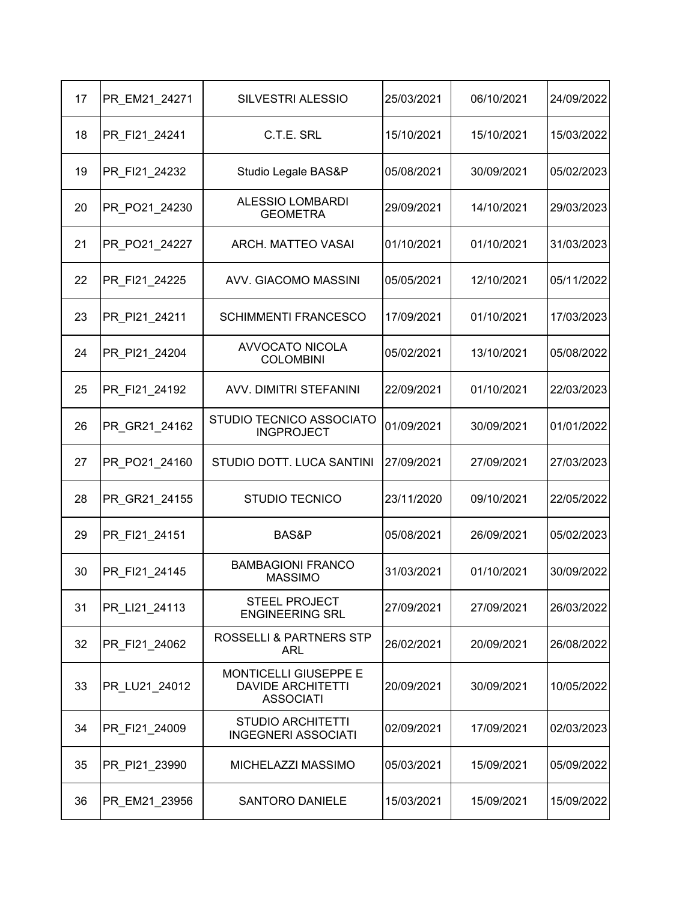| | | | | | |
|---|---|---|---|---|---|
| 17 | PR_EM21_24271 | SILVESTRI ALESSIO | 25/03/2021 | 06/10/2021 | 24/09/2022 |
| 18 | PR_FI21_24241 | C.T.E. SRL | 15/10/2021 | 15/10/2021 | 15/03/2022 |
| 19 | PR_FI21_24232 | Studio Legale BAS&P | 05/08/2021 | 30/09/2021 | 05/02/2023 |
| 20 | PR_PO21_24230 | ALESSIO LOMBARDI GEOMETRA | 29/09/2021 | 14/10/2021 | 29/03/2023 |
| 21 | PR_PO21_24227 | ARCH. MATTEO VASAI | 01/10/2021 | 01/10/2021 | 31/03/2023 |
| 22 | PR_FI21_24225 | AVV. GIACOMO MASSINI | 05/05/2021 | 12/10/2021 | 05/11/2022 |
| 23 | PR_PI21_24211 | SCHIMMENTI FRANCESCO | 17/09/2021 | 01/10/2021 | 17/03/2023 |
| 24 | PR_PI21_24204 | AVVOCATO NICOLA COLOMBINI | 05/02/2021 | 13/10/2021 | 05/08/2022 |
| 25 | PR_FI21_24192 | AVV. DIMITRI STEFANINI | 22/09/2021 | 01/10/2021 | 22/03/2023 |
| 26 | PR_GR21_24162 | STUDIO TECNICO ASSOCIATO INGPROJECT | 01/09/2021 | 30/09/2021 | 01/01/2022 |
| 27 | PR_PO21_24160 | STUDIO DOTT. LUCA SANTINI | 27/09/2021 | 27/09/2021 | 27/03/2023 |
| 28 | PR_GR21_24155 | STUDIO TECNICO | 23/11/2020 | 09/10/2021 | 22/05/2022 |
| 29 | PR_FI21_24151 | BAS&P | 05/08/2021 | 26/09/2021 | 05/02/2023 |
| 30 | PR_FI21_24145 | BAMBAGIONI FRANCO MASSIMO | 31/03/2021 | 01/10/2021 | 30/09/2022 |
| 31 | PR_LI21_24113 | STEEL PROJECT ENGINEERING SRL | 27/09/2021 | 27/09/2021 | 26/03/2022 |
| 32 | PR_FI21_24062 | ROSSELLI & PARTNERS STP ARL | 26/02/2021 | 20/09/2021 | 26/08/2022 |
| 33 | PR_LU21_24012 | MONTICELLI GIUSEPPE E DAVIDE ARCHITETTI ASSOCIATI | 20/09/2021 | 30/09/2021 | 10/05/2022 |
| 34 | PR_FI21_24009 | STUDIO ARCHITETTI INGEGNERI ASSOCIATI | 02/09/2021 | 17/09/2021 | 02/03/2023 |
| 35 | PR_PI21_23990 | MICHELAZZI MASSIMO | 05/03/2021 | 15/09/2021 | 05/09/2022 |
| 36 | PR_EM21_23956 | SANTORO DANIELE | 15/03/2021 | 15/09/2021 | 15/09/2022 |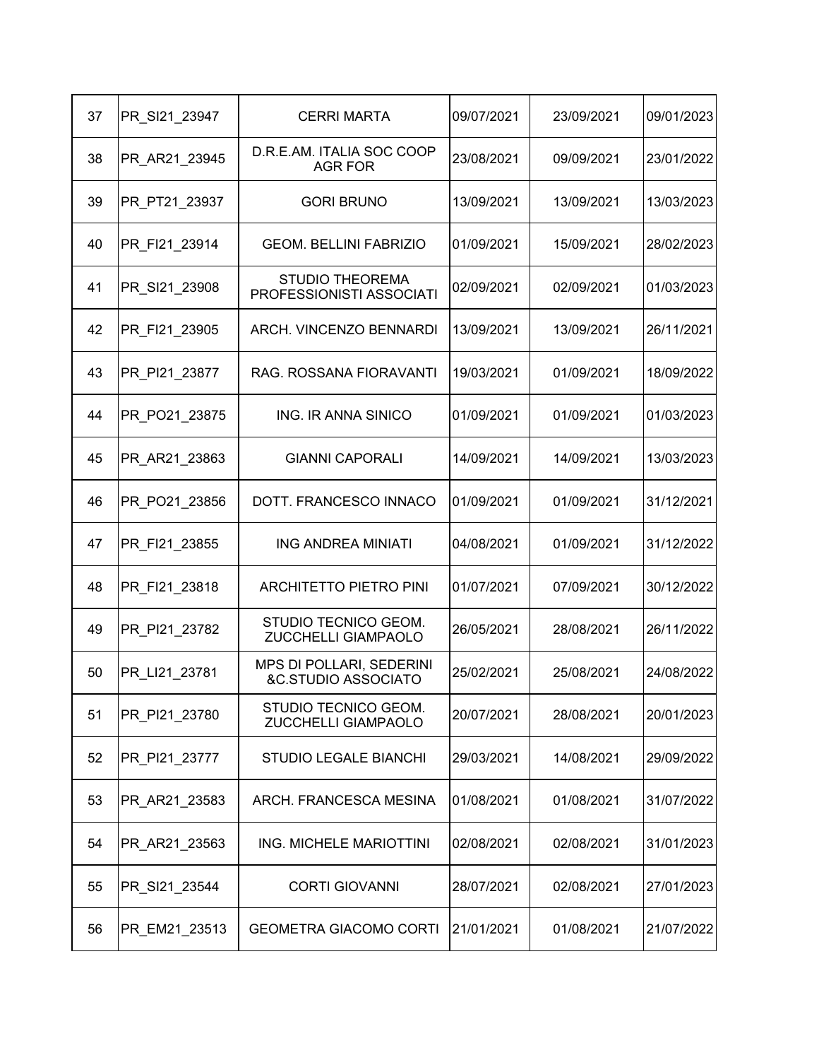| 37 | PR_SI21_23947 | CERRI MARTA | 09/07/2021 | 23/09/2021 | 09/01/2023 |
|---|---|---|---|---|---|
| 38 | PR_AR21_23945 | D.R.E.AM. ITALIA SOC COOP AGR FOR | 23/08/2021 | 09/09/2021 | 23/01/2022 |
| 39 | PR_PT21_23937 | GORI BRUNO | 13/09/2021 | 13/09/2021 | 13/03/2023 |
| 40 | PR_FI21_23914 | GEOM. BELLINI FABRIZIO | 01/09/2021 | 15/09/2021 | 28/02/2023 |
| 41 | PR_SI21_23908 | STUDIO THEOREMA PROFESSIONISTI ASSOCIATI | 02/09/2021 | 02/09/2021 | 01/03/2023 |
| 42 | PR_FI21_23905 | ARCH. VINCENZO BENNARDI | 13/09/2021 | 13/09/2021 | 26/11/2021 |
| 43 | PR_PI21_23877 | RAG. ROSSANA FIORAVANTI | 19/03/2021 | 01/09/2021 | 18/09/2022 |
| 44 | PR_PO21_23875 | ING. IR ANNA SINICO | 01/09/2021 | 01/09/2021 | 01/03/2023 |
| 45 | PR_AR21_23863 | GIANNI CAPORALI | 14/09/2021 | 14/09/2021 | 13/03/2023 |
| 46 | PR_PO21_23856 | DOTT. FRANCESCO INNACO | 01/09/2021 | 01/09/2021 | 31/12/2021 |
| 47 | PR_FI21_23855 | ING ANDREA MINIATI | 04/08/2021 | 01/09/2021 | 31/12/2022 |
| 48 | PR_FI21_23818 | ARCHITETTO PIETRO PINI | 01/07/2021 | 07/09/2021 | 30/12/2022 |
| 49 | PR_PI21_23782 | STUDIO TECNICO GEOM. ZUCCHELLI GIAMPAOLO | 26/05/2021 | 28/08/2021 | 26/11/2022 |
| 50 | PR_LI21_23781 | MPS DI POLLARI, SEDERINI &C.STUDIO ASSOCIATO | 25/02/2021 | 25/08/2021 | 24/08/2022 |
| 51 | PR_PI21_23780 | STUDIO TECNICO GEOM. ZUCCHELLI GIAMPAOLO | 20/07/2021 | 28/08/2021 | 20/01/2023 |
| 52 | PR_PI21_23777 | STUDIO LEGALE BIANCHI | 29/03/2021 | 14/08/2021 | 29/09/2022 |
| 53 | PR_AR21_23583 | ARCH. FRANCESCA MESINA | 01/08/2021 | 01/08/2021 | 31/07/2022 |
| 54 | PR_AR21_23563 | ING. MICHELE MARIOTTINI | 02/08/2021 | 02/08/2021 | 31/01/2023 |
| 55 | PR_SI21_23544 | CORTI GIOVANNI | 28/07/2021 | 02/08/2021 | 27/01/2023 |
| 56 | PR_EM21_23513 | GEOMETRA GIACOMO CORTI | 21/01/2021 | 01/08/2021 | 21/07/2022 |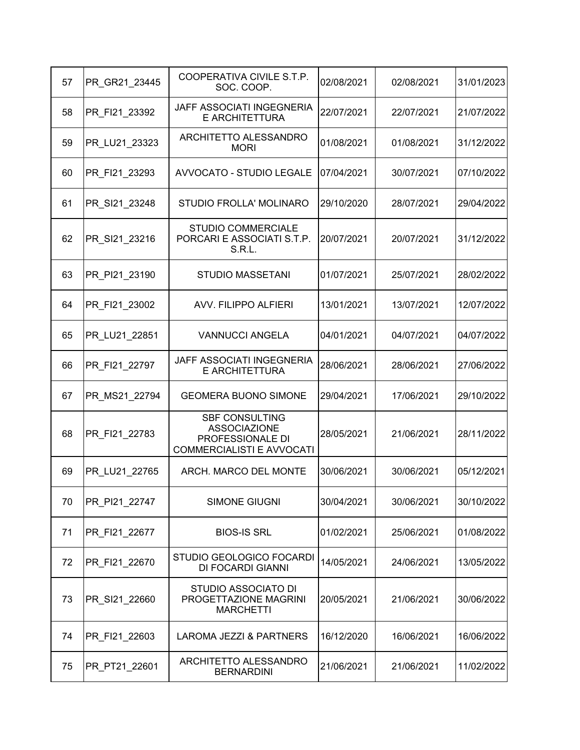| | | | | | |
|---|---|---|---|---|---|
| 57 | PR_GR21_23445 | COOPERATIVA CIVILE S.T.P. SOC. COOP. | 02/08/2021 | 02/08/2021 | 31/01/2023 |
| 58 | PR_FI21_23392 | JAFF ASSOCIATI INGEGNERIA E ARCHITETTURA | 22/07/2021 | 22/07/2021 | 21/07/2022 |
| 59 | PR_LU21_23323 | ARCHITETTO ALESSANDRO MORI | 01/08/2021 | 01/08/2021 | 31/12/2022 |
| 60 | PR_FI21_23293 | AVVOCATO - STUDIO LEGALE | 07/04/2021 | 30/07/2021 | 07/10/2022 |
| 61 | PR_SI21_23248 | STUDIO FROLLA' MOLINARO | 29/10/2020 | 28/07/2021 | 29/04/2022 |
| 62 | PR_SI21_23216 | STUDIO COMMERCIALE PORCARI E ASSOCIATI S.T.P. S.R.L. | 20/07/2021 | 20/07/2021 | 31/12/2022 |
| 63 | PR_PI21_23190 | STUDIO MASSETANI | 01/07/2021 | 25/07/2021 | 28/02/2022 |
| 64 | PR_FI21_23002 | AVV. FILIPPO ALFIERI | 13/01/2021 | 13/07/2021 | 12/07/2022 |
| 65 | PR_LU21_22851 | VANNUCCI ANGELA | 04/01/2021 | 04/07/2021 | 04/07/2022 |
| 66 | PR_FI21_22797 | JAFF ASSOCIATI INGEGNERIA E ARCHITETTURA | 28/06/2021 | 28/06/2021 | 27/06/2022 |
| 67 | PR_MS21_22794 | GEOMERA BUONO SIMONE | 29/04/2021 | 17/06/2021 | 29/10/2022 |
| 68 | PR_FI21_22783 | SBF CONSULTING ASSOCIAZIONE PROFESSIONALE DI COMMERCIALISTI E AVVOCATI | 28/05/2021 | 21/06/2021 | 28/11/2022 |
| 69 | PR_LU21_22765 | ARCH. MARCO DEL MONTE | 30/06/2021 | 30/06/2021 | 05/12/2021 |
| 70 | PR_PI21_22747 | SIMONE GIUGNI | 30/04/2021 | 30/06/2021 | 30/10/2022 |
| 71 | PR_FI21_22677 | BIOS-IS SRL | 01/02/2021 | 25/06/2021 | 01/08/2022 |
| 72 | PR_FI21_22670 | STUDIO GEOLOGICO FOCARDI DI FOCARDI GIANNI | 14/05/2021 | 24/06/2021 | 13/05/2022 |
| 73 | PR_SI21_22660 | STUDIO ASSOCIATO DI PROGETTAZIONE MAGRINI MARCHETTI | 20/05/2021 | 21/06/2021 | 30/06/2022 |
| 74 | PR_FI21_22603 | LAROMA JEZZI & PARTNERS | 16/12/2020 | 16/06/2021 | 16/06/2022 |
| 75 | PR_PT21_22601 | ARCHITETTO ALESSANDRO BERNARDINI | 21/06/2021 | 21/06/2021 | 11/02/2022 |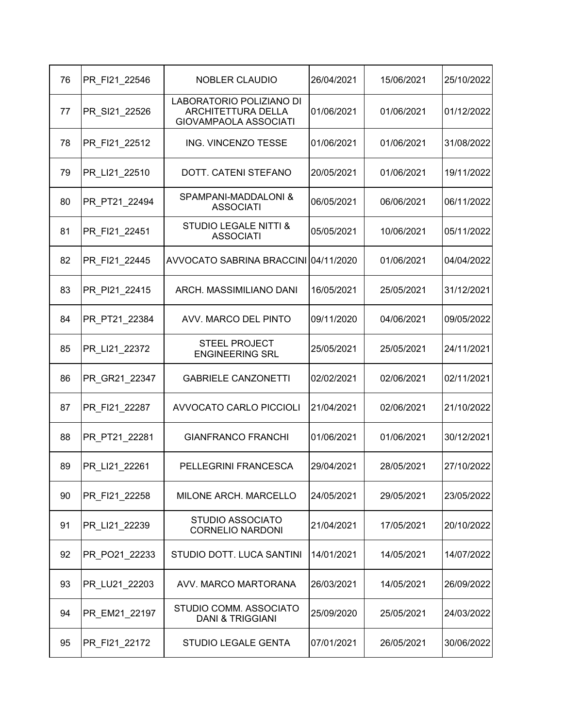| 76 | PR_FI21_22546 | NOBLER CLAUDIO | 26/04/2021 | 15/06/2021 | 25/10/2022 |
|---|---|---|---|---|---|
| 77 | PR_SI21_22526 | LABORATORIO POLIZIANO DI ARCHITETTURA DELLA GIOVAMPAOLA ASSOCIATI | 01/06/2021 | 01/06/2021 | 01/12/2022 |
| 78 | PR_FI21_22512 | ING. VINCENZO TESSE | 01/06/2021 | 01/06/2021 | 31/08/2022 |
| 79 | PR_LI21_22510 | DOTT. CATENI STEFANO | 20/05/2021 | 01/06/2021 | 19/11/2022 |
| 80 | PR_PT21_22494 | SPAMPANI-MADDALONI & ASSOCIATI | 06/05/2021 | 06/06/2021 | 06/11/2022 |
| 81 | PR_FI21_22451 | STUDIO LEGALE NITTI & ASSOCIATI | 05/05/2021 | 10/06/2021 | 05/11/2022 |
| 82 | PR_FI21_22445 | AVVOCATO SABRINA BRACCINI | 04/11/2020 | 01/06/2021 | 04/04/2022 |
| 83 | PR_PI21_22415 | ARCH. MASSIMILIANO DANI | 16/05/2021 | 25/05/2021 | 31/12/2021 |
| 84 | PR_PT21_22384 | AVV. MARCO DEL PINTO | 09/11/2020 | 04/06/2021 | 09/05/2022 |
| 85 | PR_LI21_22372 | STEEL PROJECT ENGINEERING SRL | 25/05/2021 | 25/05/2021 | 24/11/2021 |
| 86 | PR_GR21_22347 | GABRIELE CANZONETTI | 02/02/2021 | 02/06/2021 | 02/11/2021 |
| 87 | PR_FI21_22287 | AVVOCATO CARLO PICCIOLI | 21/04/2021 | 02/06/2021 | 21/10/2022 |
| 88 | PR_PT21_22281 | GIANFRANCO FRANCHI | 01/06/2021 | 01/06/2021 | 30/12/2021 |
| 89 | PR_LI21_22261 | PELLEGRINI FRANCESCA | 29/04/2021 | 28/05/2021 | 27/10/2022 |
| 90 | PR_FI21_22258 | MILONE ARCH. MARCELLO | 24/05/2021 | 29/05/2021 | 23/05/2022 |
| 91 | PR_LI21_22239 | STUDIO ASSOCIATO CORNELIO NARDONI | 21/04/2021 | 17/05/2021 | 20/10/2022 |
| 92 | PR_PO21_22233 | STUDIO DOTT. LUCA SANTINI | 14/01/2021 | 14/05/2021 | 14/07/2022 |
| 93 | PR_LU21_22203 | AVV. MARCO MARTORANA | 26/03/2021 | 14/05/2021 | 26/09/2022 |
| 94 | PR_EM21_22197 | STUDIO COMM. ASSOCIATO DANI & TRIGGIANI | 25/09/2020 | 25/05/2021 | 24/03/2022 |
| 95 | PR_FI21_22172 | STUDIO LEGALE GENTA | 07/01/2021 | 26/05/2021 | 30/06/2022 |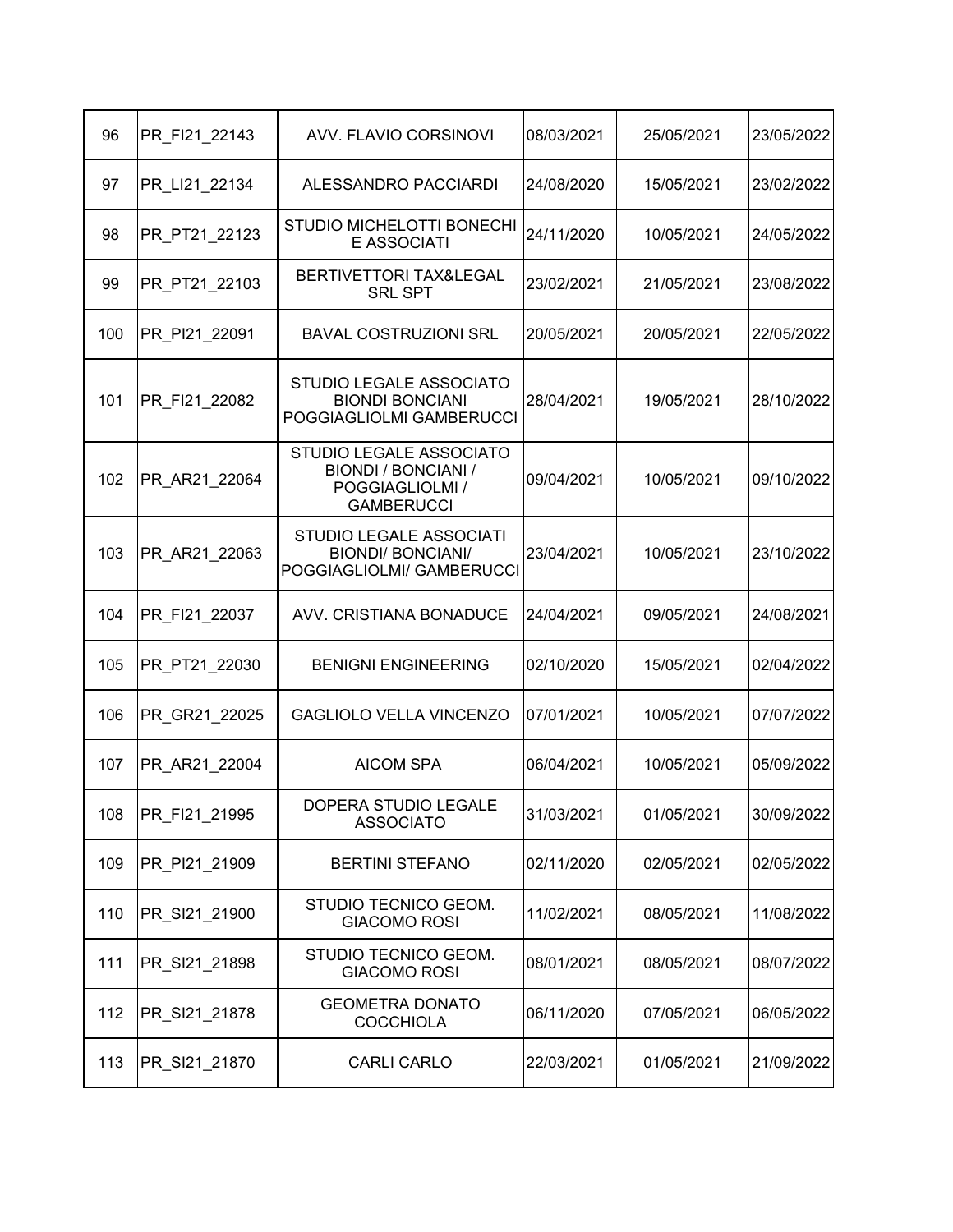| 96 | PR_FI21_22143 | AVV. FLAVIO CORSINOVI | 08/03/2021 | 25/05/2021 | 23/05/2022 |
|---|---|---|---|---|---|
| 97 | PR_LI21_22134 | ALESSANDRO PACCIARDI | 24/08/2020 | 15/05/2021 | 23/02/2022 |
| 98 | PR_PT21_22123 | STUDIO MICHELOTTI BONECHI E ASSOCIATI | 24/11/2020 | 10/05/2021 | 24/05/2022 |
| 99 | PR_PT21_22103 | BERTIVETTORI TAX&LEGAL SRL SPT | 23/02/2021 | 21/05/2021 | 23/08/2022 |
| 100 | PR_PI21_22091 | BAVAL COSTRUZIONI SRL | 20/05/2021 | 20/05/2021 | 22/05/2022 |
| 101 | PR_FI21_22082 | STUDIO LEGALE ASSOCIATO BIONDI BONCIANI POGGIAGLIOLMI GAMBERUCCI | 28/04/2021 | 19/05/2021 | 28/10/2022 |
| 102 | PR_AR21_22064 | STUDIO LEGALE ASSOCIATO BIONDI / BONCIANI / POGGIAGLIOLMI / GAMBERUCCI | 09/04/2021 | 10/05/2021 | 09/10/2022 |
| 103 | PR_AR21_22063 | STUDIO LEGALE ASSOCIATI BIONDI/ BONCIANI/ POGGIAGLIOLMI/ GAMBERUCCI | 23/04/2021 | 10/05/2021 | 23/10/2022 |
| 104 | PR_FI21_22037 | AVV. CRISTIANA BONADUCE | 24/04/2021 | 09/05/2021 | 24/08/2021 |
| 105 | PR_PT21_22030 | BENIGNI ENGINEERING | 02/10/2020 | 15/05/2021 | 02/04/2022 |
| 106 | PR_GR21_22025 | GAGLIOLO VELLA VINCENZO | 07/01/2021 | 10/05/2021 | 07/07/2022 |
| 107 | PR_AR21_22004 | AICOM SPA | 06/04/2021 | 10/05/2021 | 05/09/2022 |
| 108 | PR_FI21_21995 | DOPERA STUDIO LEGALE ASSOCIATO | 31/03/2021 | 01/05/2021 | 30/09/2022 |
| 109 | PR_PI21_21909 | BERTINI STEFANO | 02/11/2020 | 02/05/2021 | 02/05/2022 |
| 110 | PR_SI21_21900 | STUDIO TECNICO GEOM. GIACOMO ROSI | 11/02/2021 | 08/05/2021 | 11/08/2022 |
| 111 | PR_SI21_21898 | STUDIO TECNICO GEOM. GIACOMO ROSI | 08/01/2021 | 08/05/2021 | 08/07/2022 |
| 112 | PR_SI21_21878 | GEOMETRA DONATO COCCHIOLA | 06/11/2020 | 07/05/2021 | 06/05/2022 |
| 113 | PR_SI21_21870 | CARLI CARLO | 22/03/2021 | 01/05/2021 | 21/09/2022 |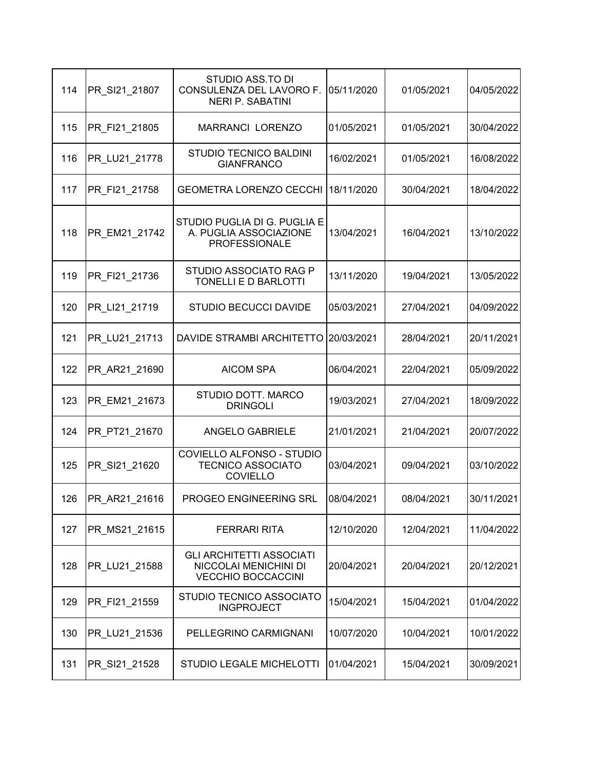| | | | | | |
|---|---|---|---|---|---|
| 114 | PR_SI21_21807 | STUDIO ASS.TO DI CONSULENZA DEL LAVORO F. NERI P. SABATINI | 05/11/2020 | 01/05/2021 | 04/05/2022 |
| 115 | PR_FI21_21805 | MARRANCI LORENZO | 01/05/2021 | 01/05/2021 | 30/04/2022 |
| 116 | PR_LU21_21778 | STUDIO TECNICO BALDINI GIANFRANCO | 16/02/2021 | 01/05/2021 | 16/08/2022 |
| 117 | PR_FI21_21758 | GEOMETRA LORENZO CECCHI | 18/11/2020 | 30/04/2021 | 18/04/2022 |
| 118 | PR_EM21_21742 | STUDIO PUGLIA DI G. PUGLIA E A. PUGLIA ASSOCIAZIONE PROFESSIONALE | 13/04/2021 | 16/04/2021 | 13/10/2022 |
| 119 | PR_FI21_21736 | STUDIO ASSOCIATO RAG P TONELLI E D BARLOTTI | 13/11/2020 | 19/04/2021 | 13/05/2022 |
| 120 | PR_LI21_21719 | STUDIO BECUCCI DAVIDE | 05/03/2021 | 27/04/2021 | 04/09/2022 |
| 121 | PR_LU21_21713 | DAVIDE STRAMBI ARCHITETTO | 20/03/2021 | 28/04/2021 | 20/11/2021 |
| 122 | PR_AR21_21690 | AICOM SPA | 06/04/2021 | 22/04/2021 | 05/09/2022 |
| 123 | PR_EM21_21673 | STUDIO DOTT. MARCO DRINGOLI | 19/03/2021 | 27/04/2021 | 18/09/2022 |
| 124 | PR_PT21_21670 | ANGELO GABRIELE | 21/01/2021 | 21/04/2021 | 20/07/2022 |
| 125 | PR_SI21_21620 | COVIELLO ALFONSO - STUDIO TECNICO ASSOCIATO COVIELLO | 03/04/2021 | 09/04/2021 | 03/10/2022 |
| 126 | PR_AR21_21616 | PROGEO ENGINEERING SRL | 08/04/2021 | 08/04/2021 | 30/11/2021 |
| 127 | PR_MS21_21615 | FERRARI RITA | 12/10/2020 | 12/04/2021 | 11/04/2022 |
| 128 | PR_LU21_21588 | GLI ARCHITETTI ASSOCIATI NICCOLAI MENICHINI DI VECCHIO BOCCACCINI | 20/04/2021 | 20/04/2021 | 20/12/2021 |
| 129 | PR_FI21_21559 | STUDIO TECNICO ASSOCIATO INGPROJECT | 15/04/2021 | 15/04/2021 | 01/04/2022 |
| 130 | PR_LU21_21536 | PELLEGRINO CARMIGNANI | 10/07/2020 | 10/04/2021 | 10/01/2022 |
| 131 | PR_SI21_21528 | STUDIO LEGALE MICHELOTTI | 01/04/2021 | 15/04/2021 | 30/09/2021 |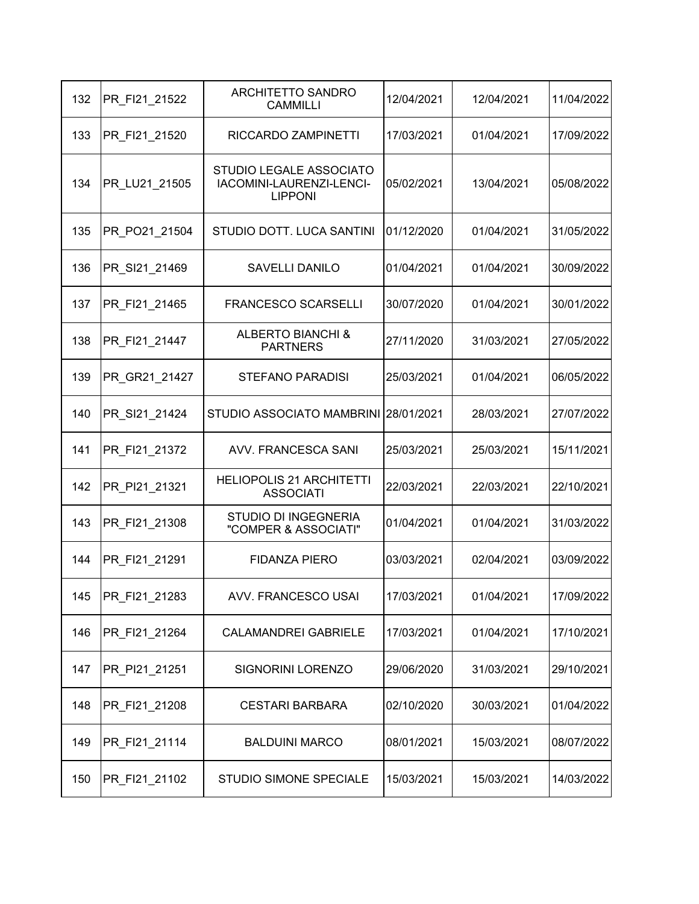| 132 | PR_FI21_21522 | ARCHITETTO SANDRO CAMMILLI | 12/04/2021 | 12/04/2021 | 11/04/2022 |
|---|---|---|---|---|---|
| 133 | PR_FI21_21520 | RICCARDO ZAMPINETTI | 17/03/2021 | 01/04/2021 | 17/09/2022 |
| 134 | PR_LU21_21505 | STUDIO LEGALE ASSOCIATO IACOMINI-LAURENZI-LENCI-LIPPONI | 05/02/2021 | 13/04/2021 | 05/08/2022 |
| 135 | PR_PO21_21504 | STUDIO DOTT. LUCA SANTINI | 01/12/2020 | 01/04/2021 | 31/05/2022 |
| 136 | PR_SI21_21469 | SAVELLI DANILO | 01/04/2021 | 01/04/2021 | 30/09/2022 |
| 137 | PR_FI21_21465 | FRANCESCO SCARSELLI | 30/07/2020 | 01/04/2021 | 30/01/2022 |
| 138 | PR_FI21_21447 | ALBERTO BIANCHI & PARTNERS | 27/11/2020 | 31/03/2021 | 27/05/2022 |
| 139 | PR_GR21_21427 | STEFANO PARADISI | 25/03/2021 | 01/04/2021 | 06/05/2022 |
| 140 | PR_SI21_21424 | STUDIO ASSOCIATO MAMBRINI | 28/01/2021 | 28/03/2021 | 27/07/2022 |
| 141 | PR_FI21_21372 | AVV. FRANCESCA SANI | 25/03/2021 | 25/03/2021 | 15/11/2021 |
| 142 | PR_PI21_21321 | HELIOPOLIS 21 ARCHITETTI ASSOCIATI | 22/03/2021 | 22/03/2021 | 22/10/2021 |
| 143 | PR_FI21_21308 | STUDIO DI INGEGNERIA "COMPER & ASSOCIATI" | 01/04/2021 | 01/04/2021 | 31/03/2022 |
| 144 | PR_FI21_21291 | FIDANZA PIERO | 03/03/2021 | 02/04/2021 | 03/09/2022 |
| 145 | PR_FI21_21283 | AVV. FRANCESCO USAI | 17/03/2021 | 01/04/2021 | 17/09/2022 |
| 146 | PR_FI21_21264 | CALAMANDREI GABRIELE | 17/03/2021 | 01/04/2021 | 17/10/2021 |
| 147 | PR_PI21_21251 | SIGNORINI LORENZO | 29/06/2020 | 31/03/2021 | 29/10/2021 |
| 148 | PR_FI21_21208 | CESTARI BARBARA | 02/10/2020 | 30/03/2021 | 01/04/2022 |
| 149 | PR_FI21_21114 | BALDUINI MARCO | 08/01/2021 | 15/03/2021 | 08/07/2022 |
| 150 | PR_FI21_21102 | STUDIO SIMONE SPECIALE | 15/03/2021 | 15/03/2021 | 14/03/2022 |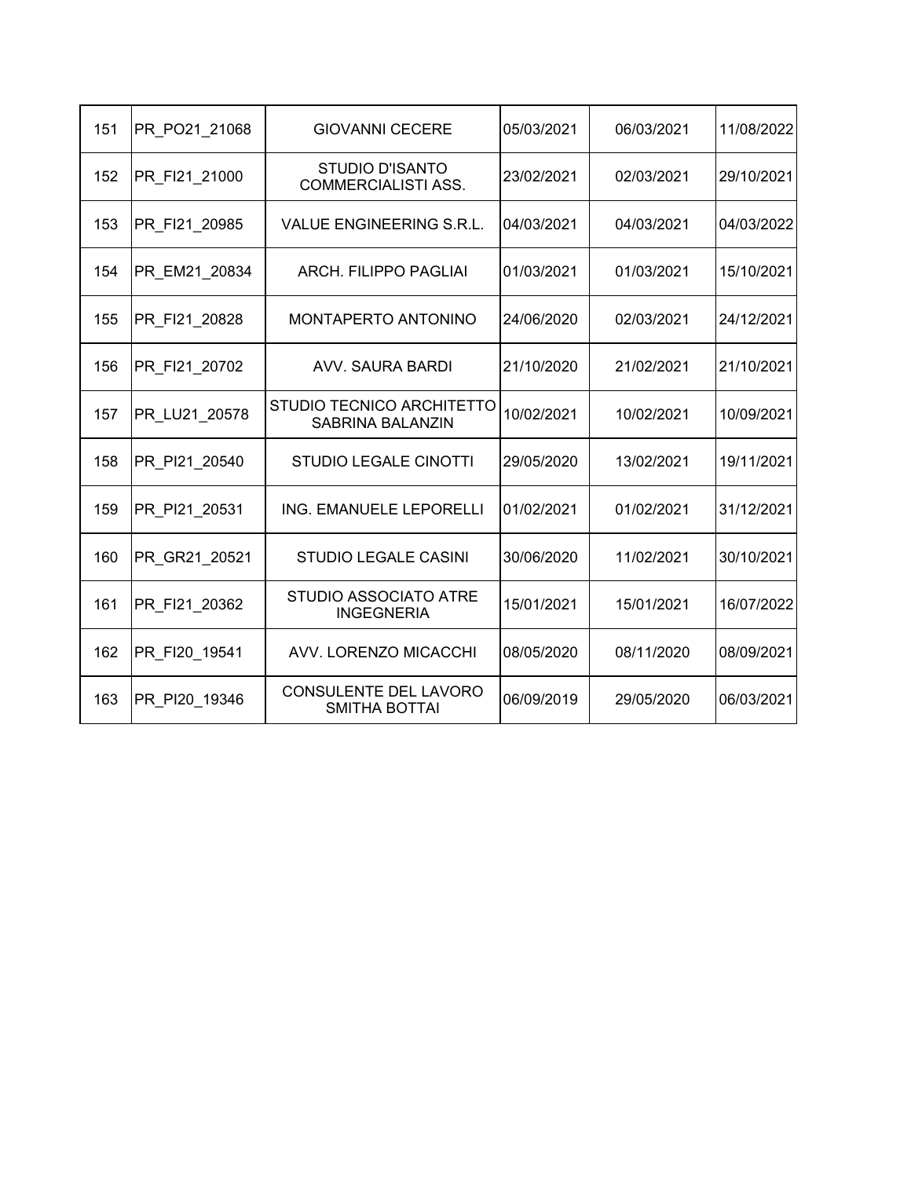| | | | | | |
|---|---|---|---|---|---|
| 151 | PR_PO21_21068 | GIOVANNI CECERE | 05/03/2021 | 06/03/2021 | 11/08/2022 |
| 152 | PR_FI21_21000 | STUDIO D'ISANTO COMMERCIALISTI ASS. | 23/02/2021 | 02/03/2021 | 29/10/2021 |
| 153 | PR_FI21_20985 | VALUE ENGINEERING S.R.L. | 04/03/2021 | 04/03/2021 | 04/03/2022 |
| 154 | PR_EM21_20834 | ARCH. FILIPPO PAGLIAI | 01/03/2021 | 01/03/2021 | 15/10/2021 |
| 155 | PR_FI21_20828 | MONTAPERTO ANTONINO | 24/06/2020 | 02/03/2021 | 24/12/2021 |
| 156 | PR_FI21_20702 | AVV. SAURA BARDI | 21/10/2020 | 21/02/2021 | 21/10/2021 |
| 157 | PR_LU21_20578 | STUDIO TECNICO ARCHITETTO SABRINA BALANZIN | 10/02/2021 | 10/02/2021 | 10/09/2021 |
| 158 | PR_PI21_20540 | STUDIO LEGALE CINOTTI | 29/05/2020 | 13/02/2021 | 19/11/2021 |
| 159 | PR_PI21_20531 | ING. EMANUELE LEPORELLI | 01/02/2021 | 01/02/2021 | 31/12/2021 |
| 160 | PR_GR21_20521 | STUDIO LEGALE CASINI | 30/06/2020 | 11/02/2021 | 30/10/2021 |
| 161 | PR_FI21_20362 | STUDIO ASSOCIATO ATRE INGEGNERIA | 15/01/2021 | 15/01/2021 | 16/07/2022 |
| 162 | PR_FI20_19541 | AVV. LORENZO MICACCHI | 08/05/2020 | 08/11/2020 | 08/09/2021 |
| 163 | PR_PI20_19346 | CONSULENTE DEL LAVORO SMITHA BOTTAI | 06/09/2019 | 29/05/2020 | 06/03/2021 |